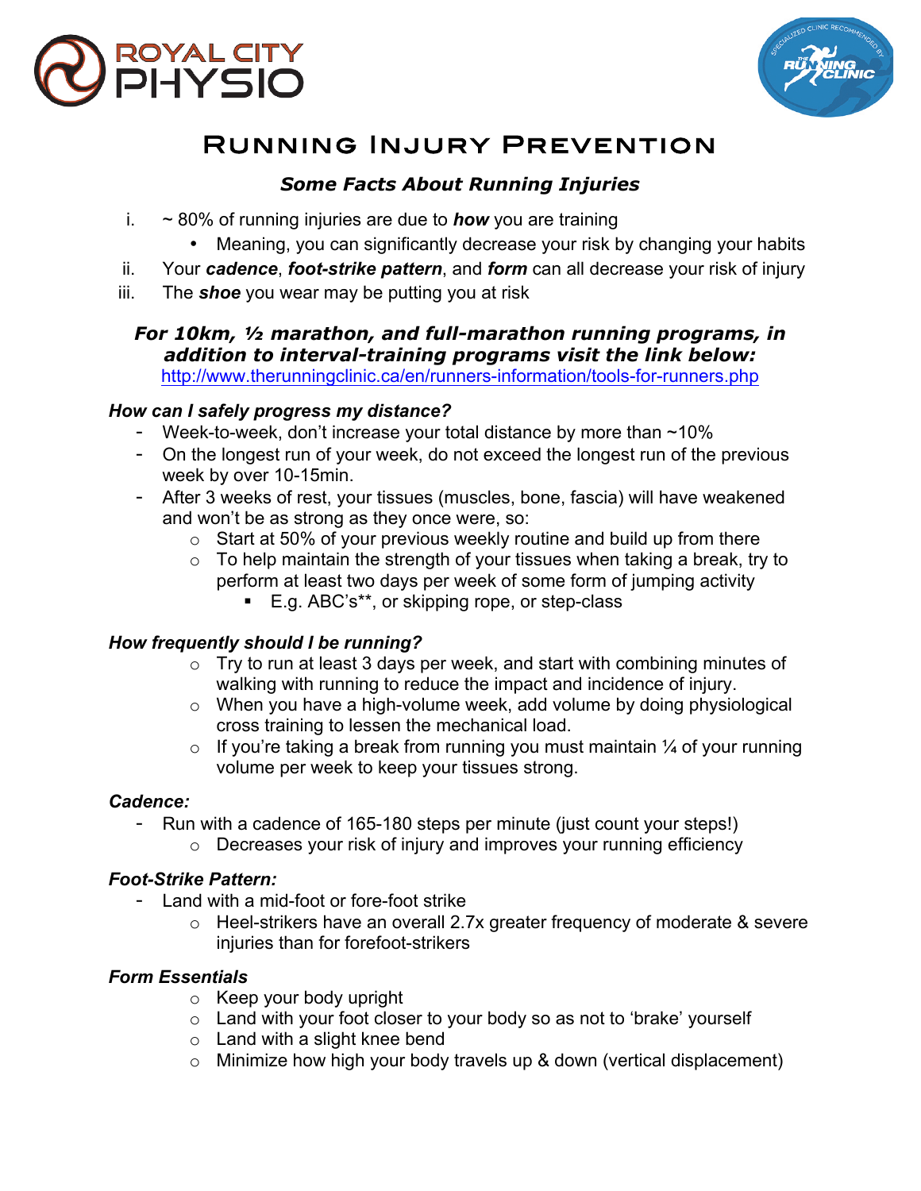# Running Injury Prevention

## *Some Facts About Running Injuries*

i. ~ 80% of running injuries are due to ***how*** you are training
   - Meaning, you can significantly decrease your risk by changing your habits

ii. Your ***cadence***, ***foot-strike pattern***, and ***form*** can all decrease your risk of injury

iii. The ***shoe*** you wear may be putting you at risk

***For 10km, ½ marathon, and full-marathon running programs, in addition to interval-training programs visit the link below:***
http://www.therunningclinic.ca/en/runners-information/tools-for-runners.php

### *How can I safely progress my distance?*

- Week-to-week, don't increase your total distance by more than ~10%
- On the longest run of your week, do not exceed the longest run of the previous week by over 10-15min.
- After 3 weeks of rest, your tissues (muscles, bone, fascia) will have weakened and won't be as strong as they once were, so:
  - Start at 50% of your previous weekly routine and build up from there
  - To help maintain the strength of your tissues when taking a break, try to perform at least two days per week of some form of jumping activity
    - E.g. ABC's**, or skipping rope, or step-class

### *How frequently should I be running?*

- Try to run at least 3 days per week, and start with combining minutes of walking with running to reduce the impact and incidence of injury.
- When you have a high-volume week, add volume by doing physiological cross training to lessen the mechanical load.
- If you're taking a break from running you must maintain ¼ of your running volume per week to keep your tissues strong.

### *Cadence:*

- Run with a cadence of 165-180 steps per minute (just count your steps!)
  - Decreases your risk of injury and improves your running efficiency

### *Foot-Strike Pattern:*

- Land with a mid-foot or fore-foot strike
  - Heel-strikers have an overall 2.7x greater frequency of moderate & severe injuries than for forefoot-strikers

### *Form Essentials*

- Keep your body upright
- Land with your foot closer to your body so as not to 'brake' yourself
- Land with a slight knee bend
- Minimize how high your body travels up & down (vertical displacement)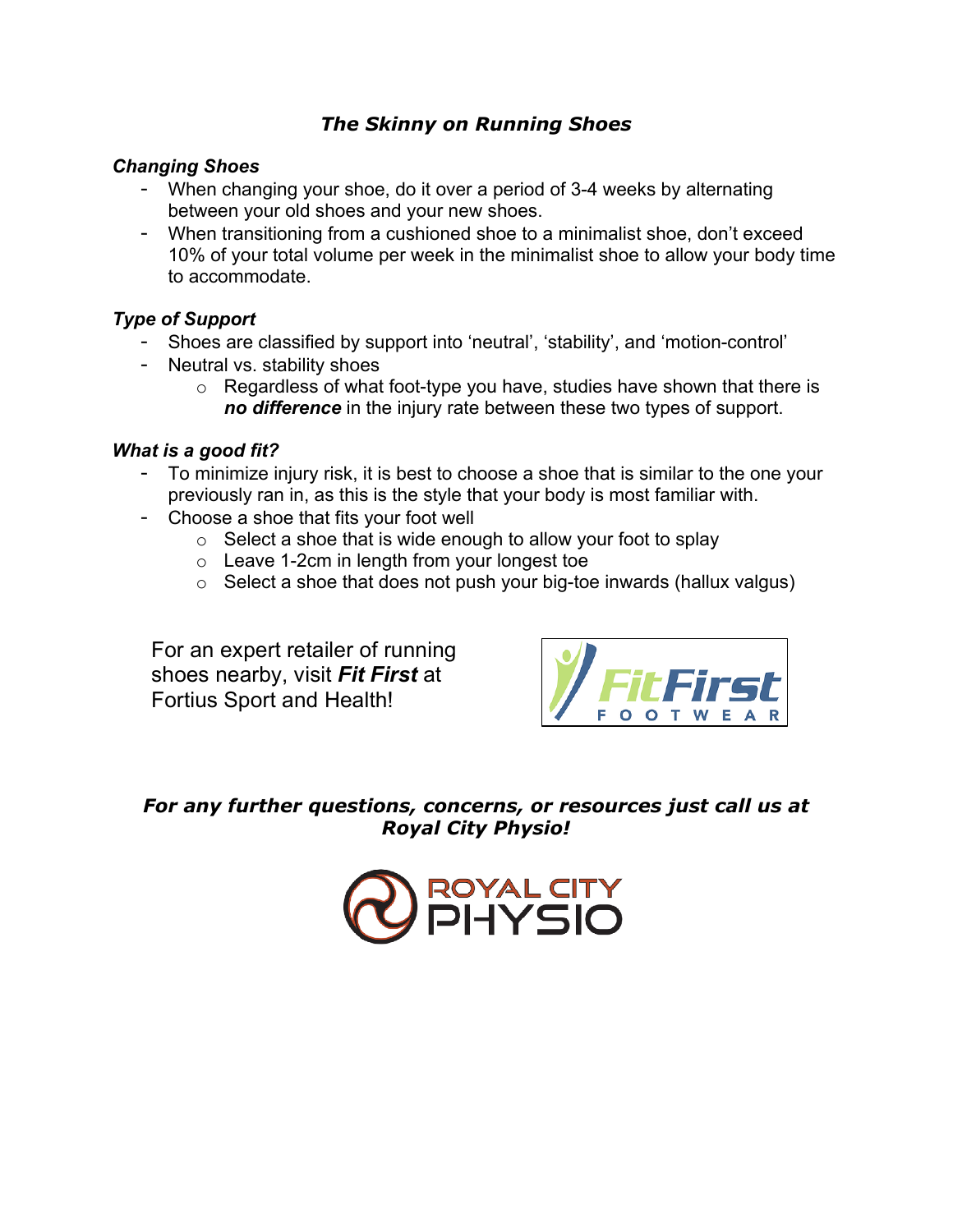# *The Skinny on Running Shoes*

### *Changing Shoes*

- When changing your shoe, do it over a period of 3-4 weeks by alternating between your old shoes and your new shoes.
- When transitioning from a cushioned shoe to a minimalist shoe, don't exceed 10% of your total volume per week in the minimalist shoe to allow your body time to accommodate.

### *Type of Support*

- Shoes are classified by support into 'neutral', 'stability', and 'motion-control'
- Neutral vs. stability shoes
  - Regardless of what foot-type you have, studies have shown that there is ***no difference*** in the injury rate between these two types of support.

### *What is a good fit?*

- To minimize injury risk, it is best to choose a shoe that is similar to the one your previously ran in, as this is the style that your body is most familiar with.
- Choose a shoe that fits your foot well
  - Select a shoe that is wide enough to allow your foot to splay
  - Leave 1-2cm in length from your longest toe
  - Select a shoe that does not push your big-toe inwards (hallux valgus)

For an expert retailer of running shoes nearby, visit ***Fit First*** at Fortius Sport and Health!

FitFirst FOOTWEAR

***For any further questions, concerns, or resources just call us at Royal City Physio!***

ROYAL CITY PHYSIO